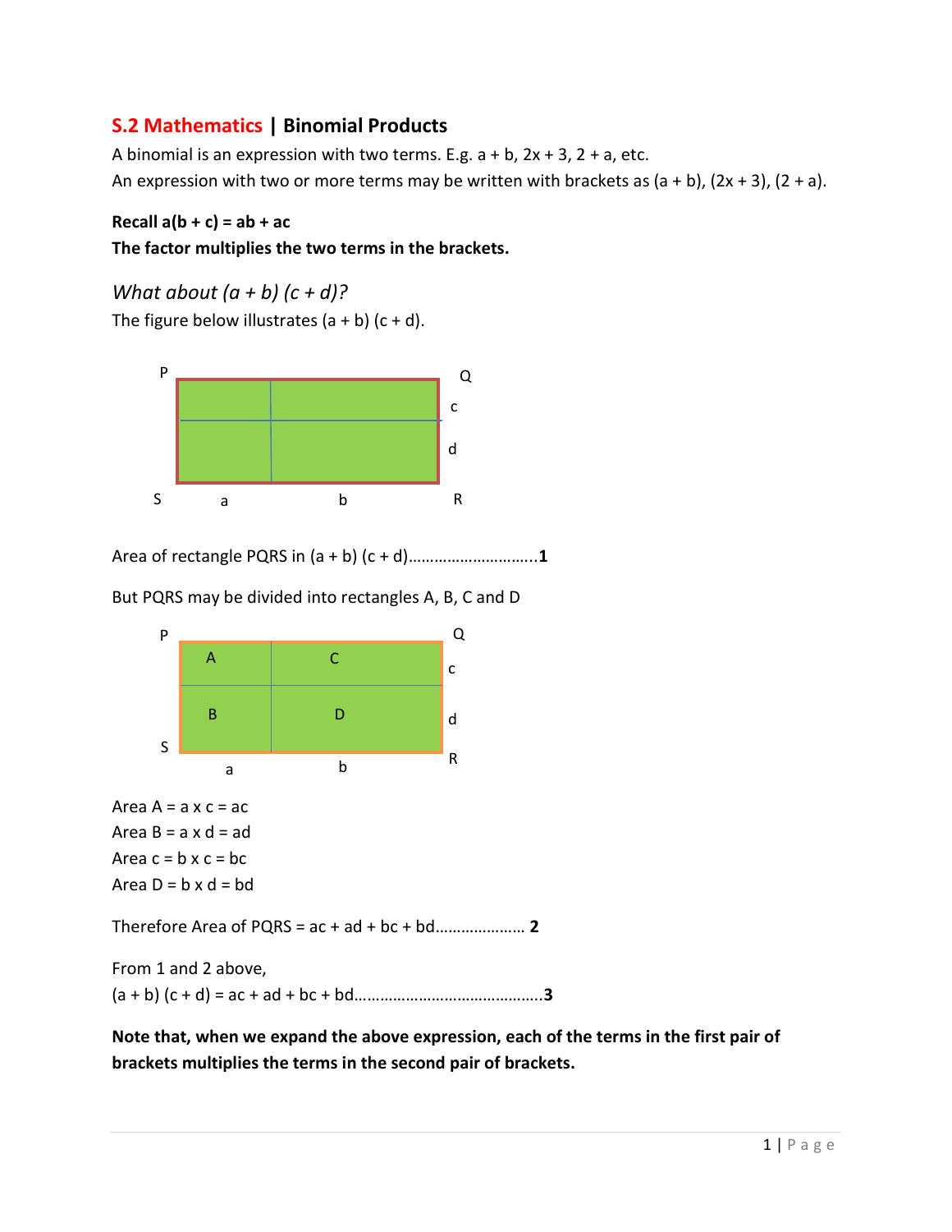## S.2 Mathematics | Binomial Products

A binomial is an expression with two terms. E.g. $a + b$, $2x + 3$, $2 + a$, etc.

An expression with two or more terms may be written with brackets as $(a + b)$, $(2x + 3)$, $(2 + a)$.

**Recall $a(b + c) = ab + ac$**

**The factor multiplies the two terms in the brackets.**

### *What about (a + b) (c + d)?*

The figure below illustrates $(a + b)(c + d)$.

P Q c d S a b R

Area of rectangle PQRS in $(a + b)(c + d)$……………………….**1**

But PQRS may be divided into rectangles A, B, C and D

P Q A C c B D d S a b R

Area A = $a \times c = ac$

Area B = $a \times d = ad$

Area c = $b \times c = bc$

Area D = $b \times d = bd$

Therefore Area of PQRS = $ac + ad + bc + bd$………………… **2**

From 1 and 2 above,

$(a + b)(c + d) = ac + ad + bc + bd$……………………………………..**3**

**Note that, when we expand the above expression, each of the terms in the first pair of brackets multiplies the terms in the second pair of brackets.**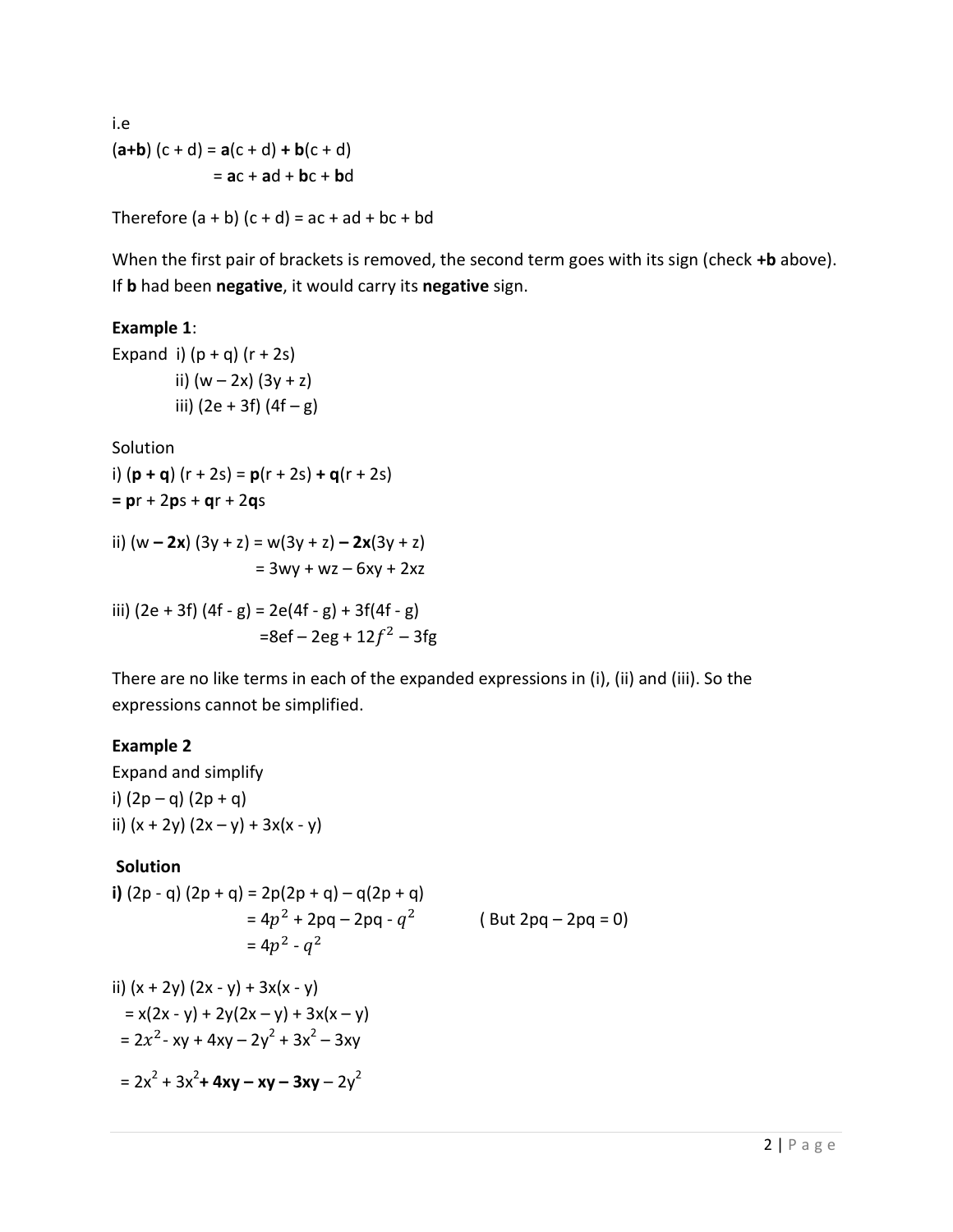i.e

$(\mathbf{a+b})\,(c + d) = \mathbf{a}(c + d) + \mathbf{b}(c + d)$

$= \mathbf{a}c + \mathbf{a}d + \mathbf{b}c + \mathbf{b}d$

Therefore $(a + b)\,(c + d) = ac + ad + bc + bd$

When the first pair of brackets is removed, the second term goes with its sign (check **+b** above). If **b** had been **negative**, it would carry its **negative** sign.

**Example 1**:

Expand i) $(p + q)\,(r + 2s)$

ii) $(w - 2x)\,(3y + z)$

iii) $(2e + 3f)\,(4f - g)$

Solution

i) $(\mathbf{p + q})\,(r + 2s) = \mathbf{p}(r + 2s) + \mathbf{q}(r + 2s)$

$= \mathbf{p}r + 2\mathbf{p}s + \mathbf{q}r + 2\mathbf{q}s$

ii) $(w - \mathbf{2x})\,(3y + z) = w(3y + z) - \mathbf{2x}(3y + z)$

$= 3wy + wz - 6xy + 2xz$

iii) $(2e + 3f)\,(4f - g) = 2e(4f - g) + 3f(4f - g)$

$= 8ef - 2eg + 12f^2 - 3fg$

There are no like terms in each of the expanded expressions in (i), (ii) and (iii). So the expressions cannot be simplified.

**Example 2**

Expand and simplify

i) $(2p - q)\,(2p + q)$

ii) $(x + 2y)\,(2x - y) + 3x(x - y)$

**Solution**

**i)** $(2p - q)\,(2p + q) = 2p(2p + q) - q(2p + q)$

$= 4p^2 + 2pq - 2pq - q^2$ ( But $2pq - 2pq = 0$)

$= 4p^2 - q^2$

ii) $(x + 2y)\,(2x - y) + 3x(x - y)$

$= x(2x - y) + 2y(2x - y) + 3x(x - y)$

$= 2x^2 - xy + 4xy - 2y^2 + 3x^2 - 3xy$

$= 2x^2 + 3x^2 \mathbf{+ 4xy - xy - 3xy} - 2y^2$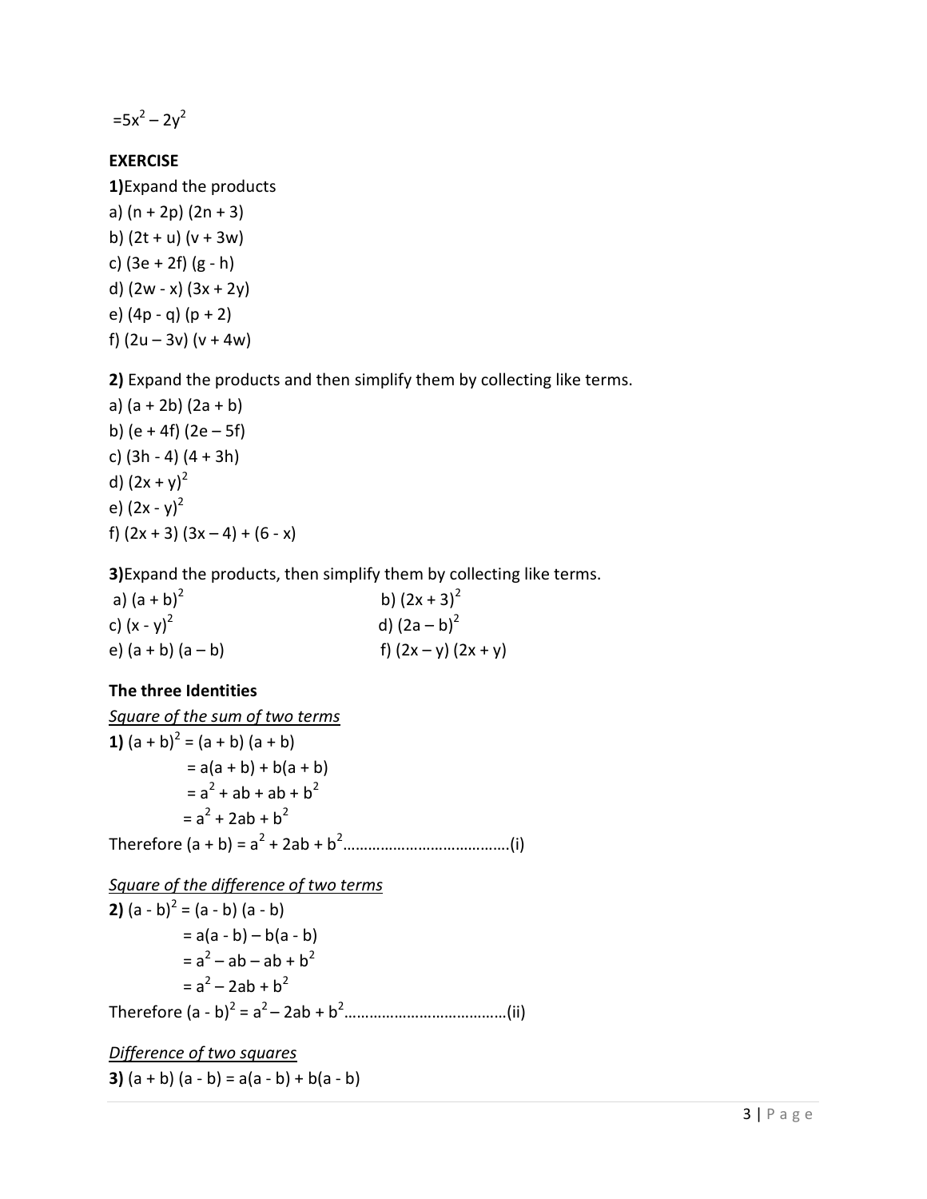$=5x^2 - 2y^2$

**EXERCISE**

**1)** Expand the products

a) $(n + 2p)(2n + 3)$

b) $(2t + u)(v + 3w)$

c) $(3e + 2f)(g - h)$

d) $(2w - x)(3x + 2y)$

e) $(4p - q)(p + 2)$

f) $(2u - 3v)(v + 4w)$

**2)** Expand the products and then simplify them by collecting like terms.

a) $(a + 2b)(2a + b)$

b) $(e + 4f)(2e - 5f)$

c) $(3h - 4)(4 + 3h)$

d) $(2x + y)^2$

e) $(2x - y)^2$

f) $(2x + 3)(3x - 4) + (6 - x)$

**3)** Expand the products, then simplify them by collecting like terms.

a) $(a + b)^2$

b) $(2x + 3)^2$

c) $(x - y)^2$

d) $(2a - b)^2$

e) $(a + b)(a - b)$

f) $(2x - y)(2x + y)$

**The three Identities**

*Square of the sum of two terms*

**1)** $(a + b)^2 = (a + b)(a + b)$

$= a(a + b) + b(a + b)$

$= a^2 + ab + ab + b^2$

$= a^2 + 2ab + b^2$

Therefore $(a + b) = a^2 + 2ab + b^2$…………………………………(i)

*Square of the difference of two terms*

**2)** $(a - b)^2 = (a - b)(a - b)$

$= a(a - b) - b(a - b)$

$= a^2 - ab - ab + b^2$

$= a^2 - 2ab + b^2$

Therefore $(a - b)^2 = a^2 - 2ab + b^2$…………………………………(ii)

*Difference of two squares*

**3)** $(a + b)(a - b) = a(a - b) + b(a - b)$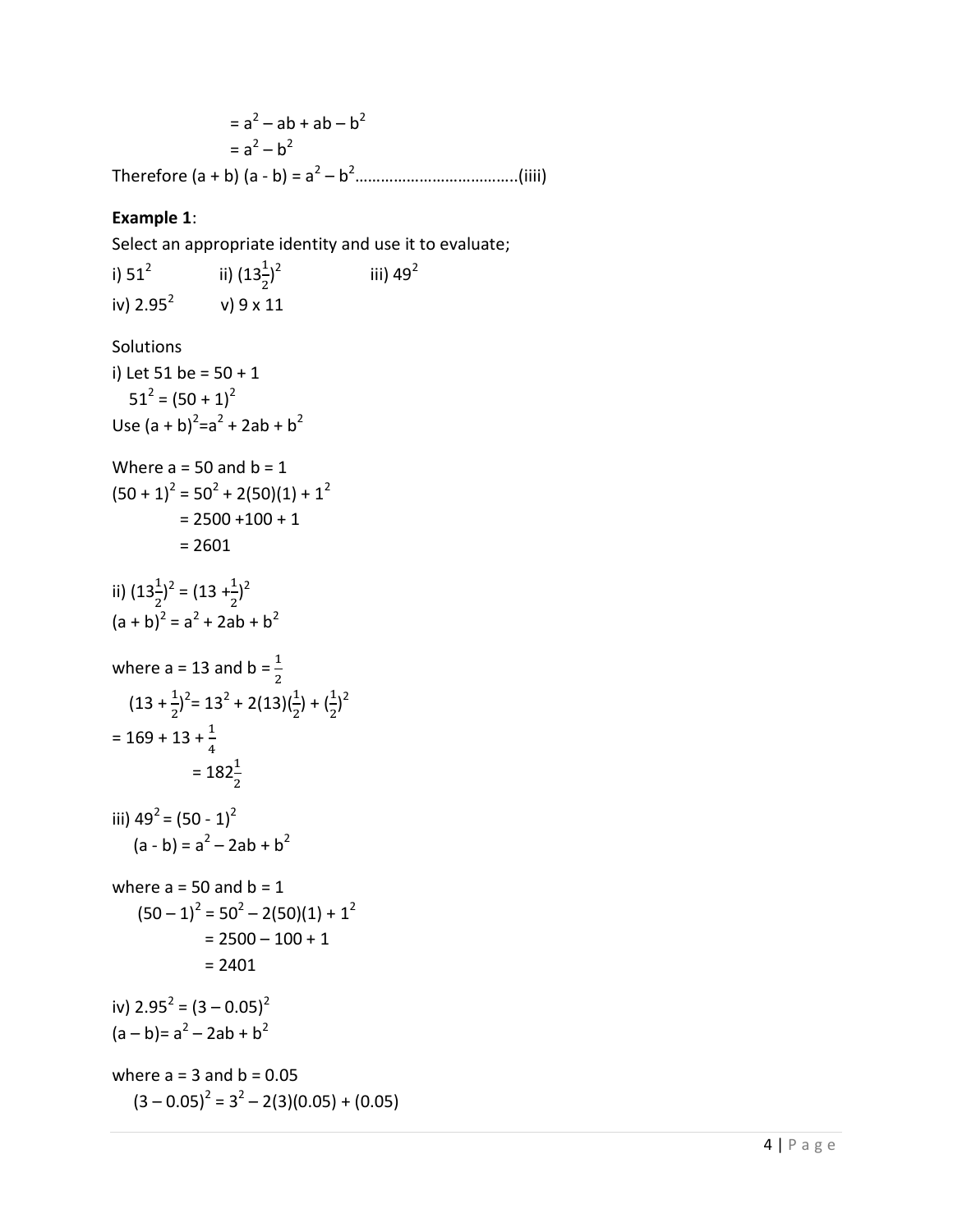$= a^2 – ab + ab – b^2$

$= a^2 – b^2$

Therefore $(a + b)(a - b) = a^2 – b^2$………………………………..(iiii)

**Example 1**:

Select an appropriate identity and use it to evaluate;

i) $51^2$ ii) $(13\frac{1}{2})^2$ iii) $49^2$

iv) $2.95^2$ v) $9 \times 11$

Solutions

i) Let 51 be = 50 + 1

$51^2 = (50 + 1)^2$

Use $(a + b)^2 = a^2 + 2ab + b^2$

Where a = 50 and b = 1

$(50 + 1)^2 = 50^2 + 2(50)(1) + 1^2$

$= 2500 + 100 + 1$

$= 2601$

ii) $(13\frac{1}{2})^2 = (13 + \frac{1}{2})^2$

$(a + b)^2 = a^2 + 2ab + b^2$

where a = 13 and b = $\frac{1}{2}$

$(13 + \frac{1}{2})^2 = 13^2 + 2(13)(\frac{1}{2}) + (\frac{1}{2})^2$

$= 169 + 13 + \frac{1}{4}$

$= 182\frac{1}{2}$

iii) $49^2 = (50 - 1)^2$

$(a - b) = a^2 – 2ab + b^2$

where a = 50 and b = 1

$(50 – 1)^2 = 50^2 – 2(50)(1) + 1^2$

$= 2500 – 100 + 1$

$= 2401$

iv) $2.95^2 = (3 – 0.05)^2$

$(a – b) = a^2 – 2ab + b^2$

where a = 3 and b = 0.05

$(3 – 0.05)^2 = 3^2 – 2(3)(0.05) + (0.05)$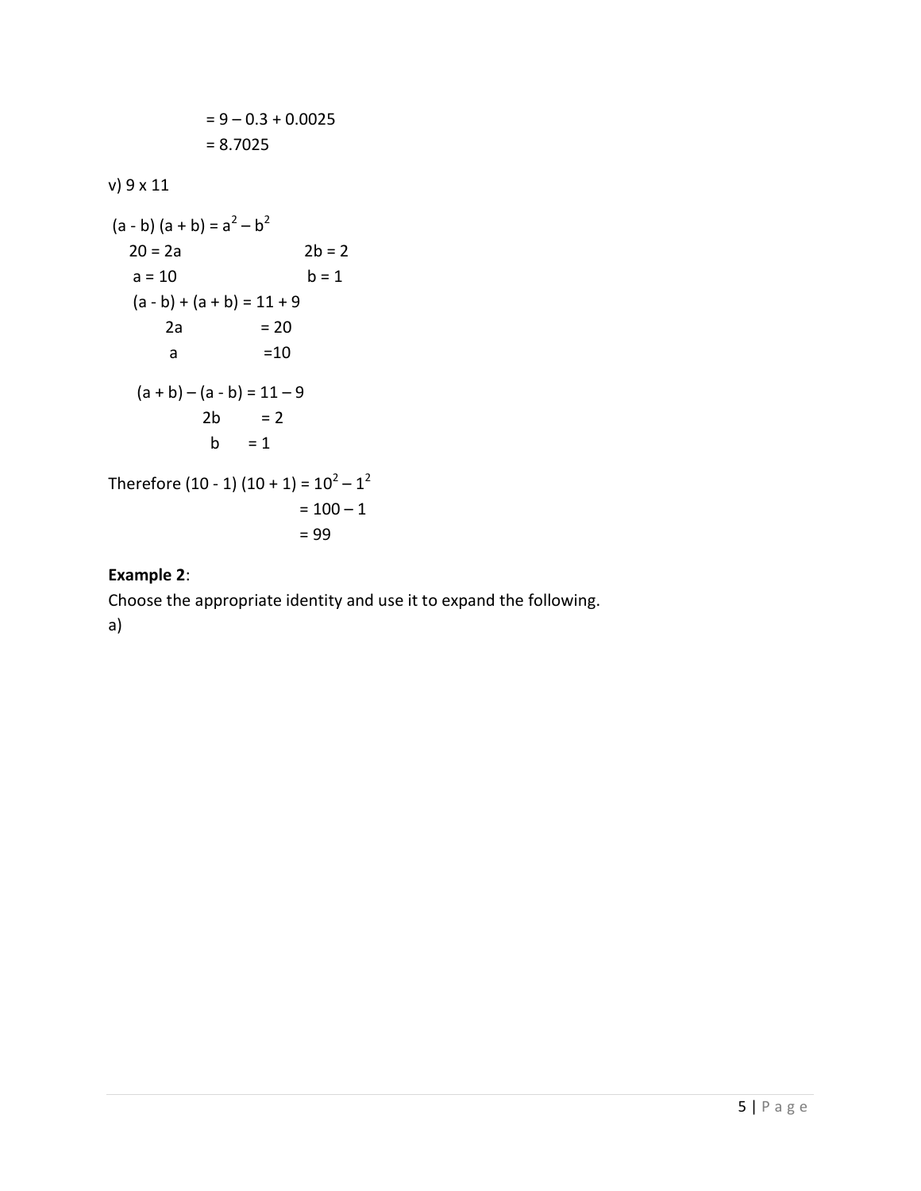$= 9 - 0.3 + 0.0025$

$= 8.7025$

v) 9 x 11

$(a - b)(a + b) = a^2 - b^2$

$20 = 2a \qquad 2b = 2$

$a = 10 \qquad b = 1$

$(a - b) + (a + b) = 11 + 9$

$2a = 20$

$a = 10$

$(a + b) - (a - b) = 11 - 9$

$2b = 2$

$b = 1$

Therefore $(10 - 1)(10 + 1) = 10^2 - 1^2$

$= 100 - 1$

$= 99$

**Example 2**:

Choose the appropriate identity and use it to expand the following.

a)